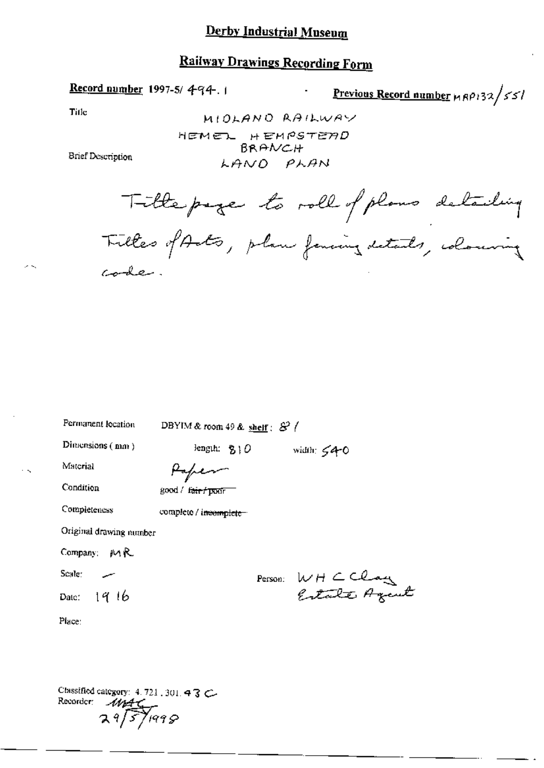# Derby Industrial Museum

## Railway Drawings Recording Form

**Record number** 1997-5/ 494. 1

**Previous Record number** MRP132/551

Title

MIDLAND RAILWAY
HEMEL HEMPSTEAD
BRANCH
LAND PLAN

Brief Description

Title page to roll of plans detailing Titles of Acts, plan fencing details, colouring code.

Permanent location: DBYIM & room 49 & **shelf**: 81

Dimensions (mm): length: 810 width: 540

Material: Paper

Condition: good / ~~fair / poor~~

Completeness: complete / ~~incomplete~~

Original drawing number

Company: MR

Scale: —

Person: WH C Clay Estate Agent

Date: 1916

Place:

Classified category: 4.721.301.43 C
Recorder: MAC
29/5/1998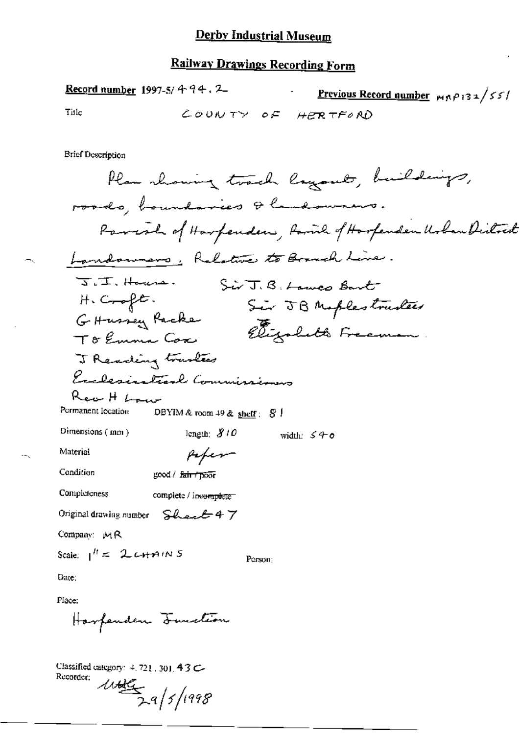# Derby Industrial Museum

## Railway Drawings Recording Form

**Record number** 1997-5/ 494.2  **Previous Record number** MRP132/551

Title COUNTY OF HERTFORD

Brief Description

Plan showing track layout, buildings, roads, boundaries & landowners.

Parish of Harpenden, Parish of Harpenden Urban District

Landowners, Relative to Branch Line.

J.I. Howe. Sir J.B. Lawes Bart

H. Croft. Sir JB Maples trustees

G Hussey Packe Elizabeth Freeman

T & Emma Cox

J Reading trustees

Ecclesiastical Commissioners

Rev H Law

Permanent location DBYIM & room 49 & shelf: 81

Dimensions (mm) length: 810 width: 540

Material Paper

Condition good / ~~fair / poor~~

Completeness complete / ~~incomplete~~

Original drawing number Sheet 47

Company: MR

Scale: 1" = 2 CHAINS Person:

Date:

Place:

Harpenden Junction

Classified category: 4.721.301.43C

Recorder: [signature] 29/5/1998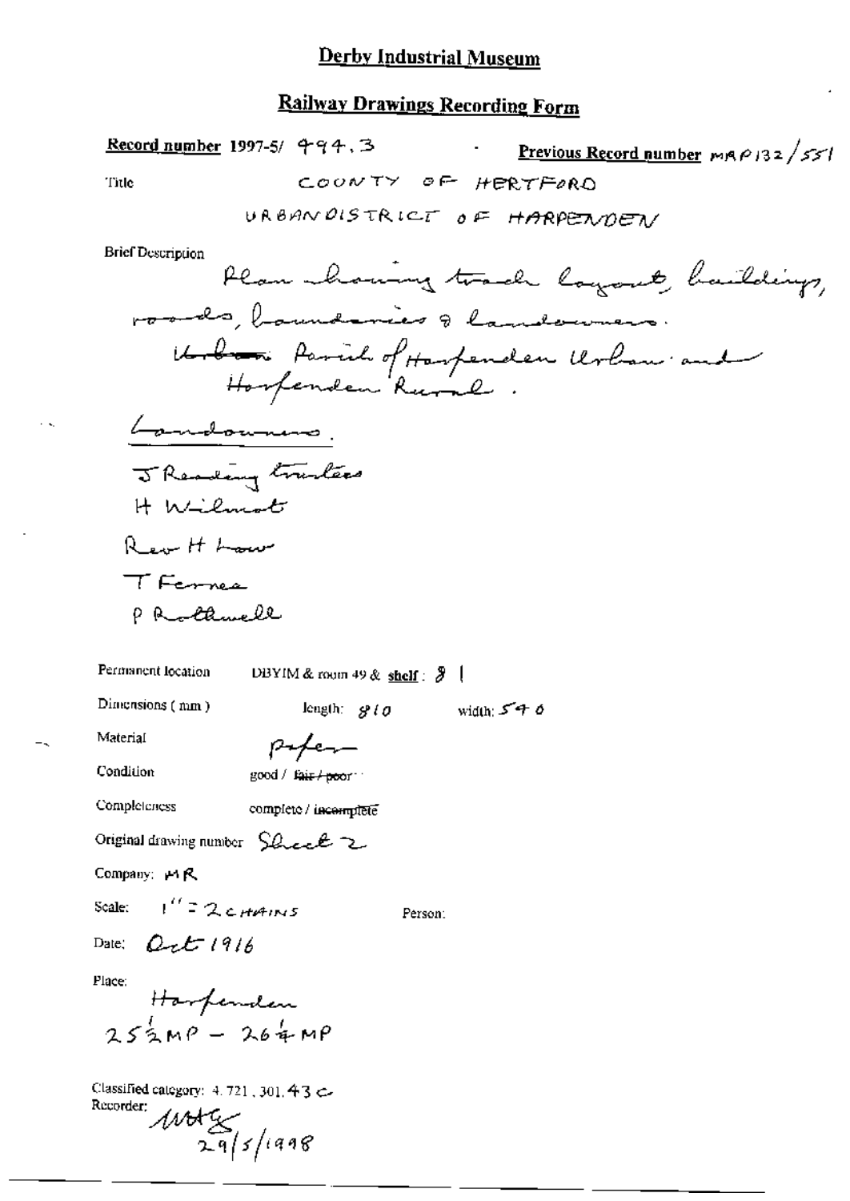# Derby Industrial Museum

## Railway Drawings Recording Form

**Record number** 1997-5/ 494.3 **Previous Record number** MRP132/551

Title: COUNTY OF HERTFORD

URBAN DISTRICT OF HARPENDEN

Brief Description

Plan showing track layout, buildings, roads, boundaries & landowners.

~~Urban~~ Parish of Harpenden Urban and Harpenden Rural.

Landowners.

J Reading trustees

H Wilmot

Rev H Law

T Fernea

P Rothwell

Permanent location: DBYIM & room 49 & **shelf**: 8 |

Dimensions (mm): length: 810 width: 540

Material: paper

Condition: good / ~~fair / poor~~

Completeness: complete / ~~incomplete~~

Original drawing number: Sheet 2

Company: MR

Scale: 1" = 2 CHAINS Person:

Date: Oct 1916

Place: Harpenden

$25\frac{1}{2}$MP – $26\frac{1}{4}$MP

Classified category: 4.721, 301.43 C

Recorder: MHG 29/5/1998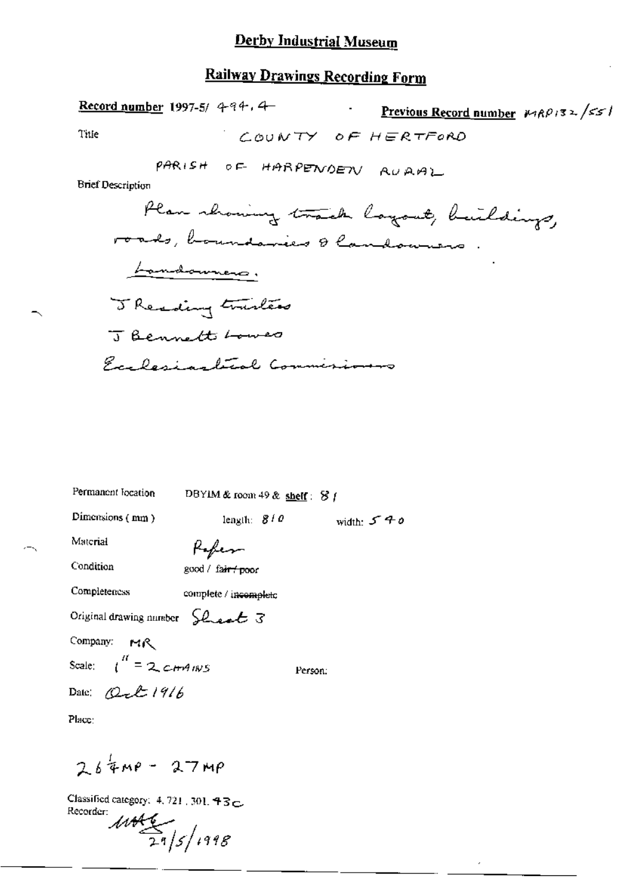# Derby Industrial Museum

## Railway Drawings Recording Form

**Record number** 1997-5/ 494.4 **Previous Record number** MRP132/551

Title COUNTY OF HERTFORD

PARISH OF HARPENDEN RURAL

Brief Description

Plan showing track layout, buildings, roads, boundaries & landowners.

Landowners.

J Reading trustees

J Bennett Lawes

Ecclesiastical Commissioners

Permanent location DBYIM & room 49 & **shelf**: 81

Dimensions (mm) length: 810 width: 540

Material Paper

Condition good / ~~fair / poor~~

Completeness complete / ~~incomplete~~

Original drawing number Sheet 3

Company: MR

Scale: 1" = 2 CHAINS Person:

Date: Oct 1916

Place:

$26\frac{1}{4}$ MP - 27 MP

Classified category: 4.721.301.43c

Recorder: MAG 29/5/1998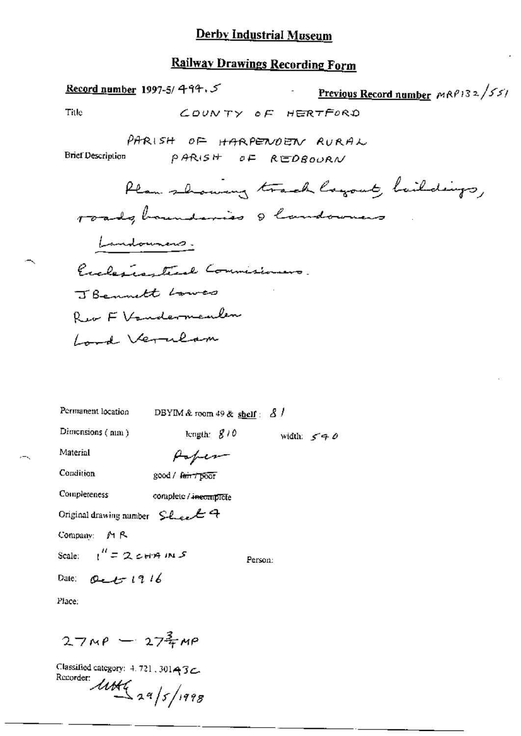# Derby Industrial Museum

## Railway Drawings Recording Form

**Record number** 1997-5/ 494.5 **Previous Record number** MRP132/551

Title COUNTY OF HERTFORD

PARISH OF HARPENDEN RURAL

Brief Description PARISH OF REDBOURN

Plan showing track layout, buildings, roads, boundaries & landowners

Landowners.

Ecclesiastical Commissioners.

J Bennett Lawes

Rev F Vandermeulen

Lord Verulam

Permanent location DBYIM & room 49 & shelf: 81

Dimensions (mm) length: 810 width: 540

Material Paper

Condition good / ~~fair / poor~~

Completeness complete / ~~incomplete~~

Original drawing number Sheet 4

Company: MR

Scale: 1" = 2 CHAINS Person:

Date: Oct 1916

Place:

27MP — $27\frac{3}{4}$MP

Classified category: 4.721, 30143C

Recorder: [initials] 29/5/1998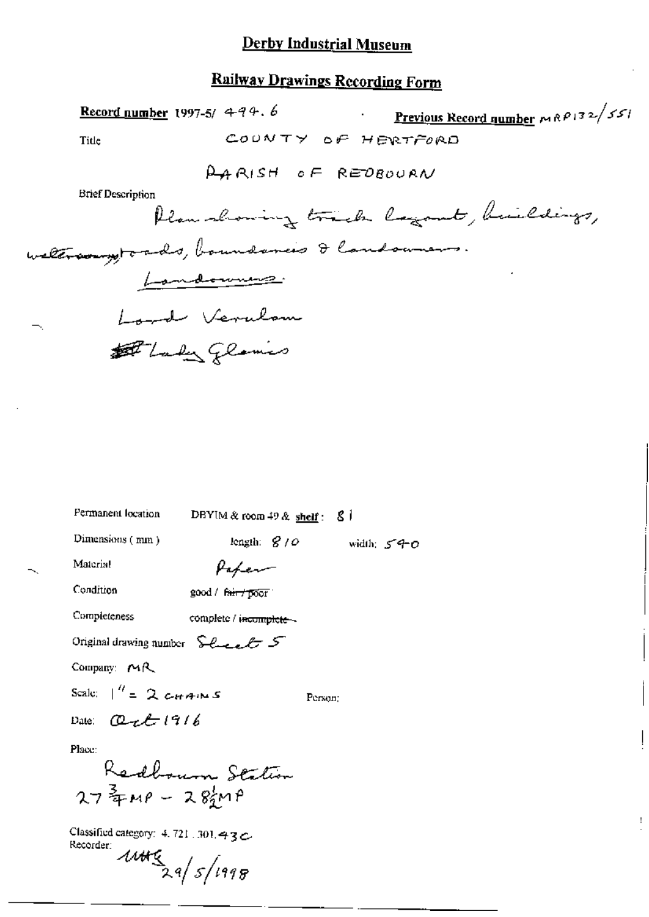# Derby Industrial Museum

## Railway Drawings Recording Form

**Record number** 1997-5/ 494.6 **Previous Record number** MRP132/551

Title COUNTY OF HERTFORD

PARISH OF REDBOURN

Brief Description

Plan showing track layout, buildings, waterways, roads, boundaries & landowners.

Landowners.

Lord Verulam

~~Ht~~ Lady Glamis

Permanent location DBYIM & room 49 & **shelf**: 81

Dimensions (mm) length: 810 width: 540

Material Paper

Condition good / ~~fair / poor~~

Completeness complete / ~~incomplete~~

Original drawing number Sheet 5

Company: MR

Scale: 1" = 2 CHAINS Person:

Date: Oct 1916

Place:

Redbourn Station

$27\frac{3}{4}$ MP – $28\frac{1}{2}$ MP

Classified category: 4.721.301.43C

Recorder: MHG 29/5/1998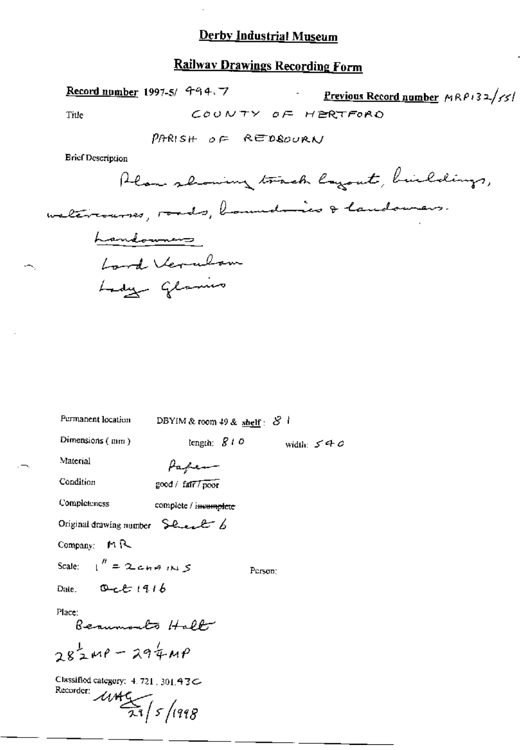# Derby Industrial Museum

## Railway Drawings Recording Form

**Record number** 1997-5/ 494.7 **Previous Record number** MRP132/551

Title COUNTY OF HERTFORD

PARISH OF REDBOURN

Brief Description

Plan showing track layout, buildings, watercourses, roads, boundaries & landowners.

Landowners

Lord Verulam

Lady Glamis

Permanent location DBYIM & room 49 & shelf: 81

Dimensions (mm) length: 810 width: 540

Material Paper

Condition good / fair / poor

Completeness complete / ~~incomplete~~

Original drawing number Sheet 6

Company: MR

Scale: 1" = 2 CHAINS Person:

Date. Oct 1916

Place:

Beaumonts Halt

$28\frac{1}{2}$ MP – $29\frac{1}{4}$ MP

Classified category: 4.721.301.43C

Recorder: MHG 29/5/1998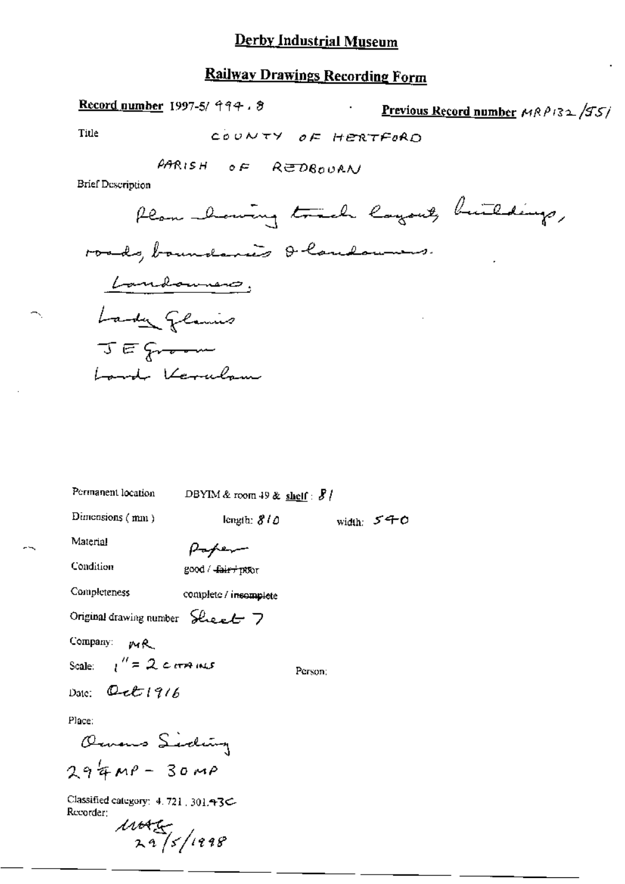# Derby Industrial Museum

## Railway Drawings Recording Form

**Record number** 1997-5/ 994 . 8

**Previous Record number** MRP132 /551

Title

COUNTY OF HERTFORD

PARISH OF REDBOURN

Brief Description

Plan showing track layout, buildings, roads, boundaries & landowners.

Landowners.

Lady Glamis

J E Groom

Lord Verulam

Permanent location DBYIM & room 49 & shelf : 81

Dimensions ( mm ) length: 810 width: 540

Material Paper

Condition good / ~~fair~~ / poor

Completeness complete / incomplete

Original drawing number Sheet 7

Company: MR

Scale: 1" = 2 chains

Person:

Date: Oct 1916

Place:

Owens Siding

29 1/4 MP - 30 MP

Classified category: 4. 721 . 301.43C

Recorder:

MOAG 29/5/1998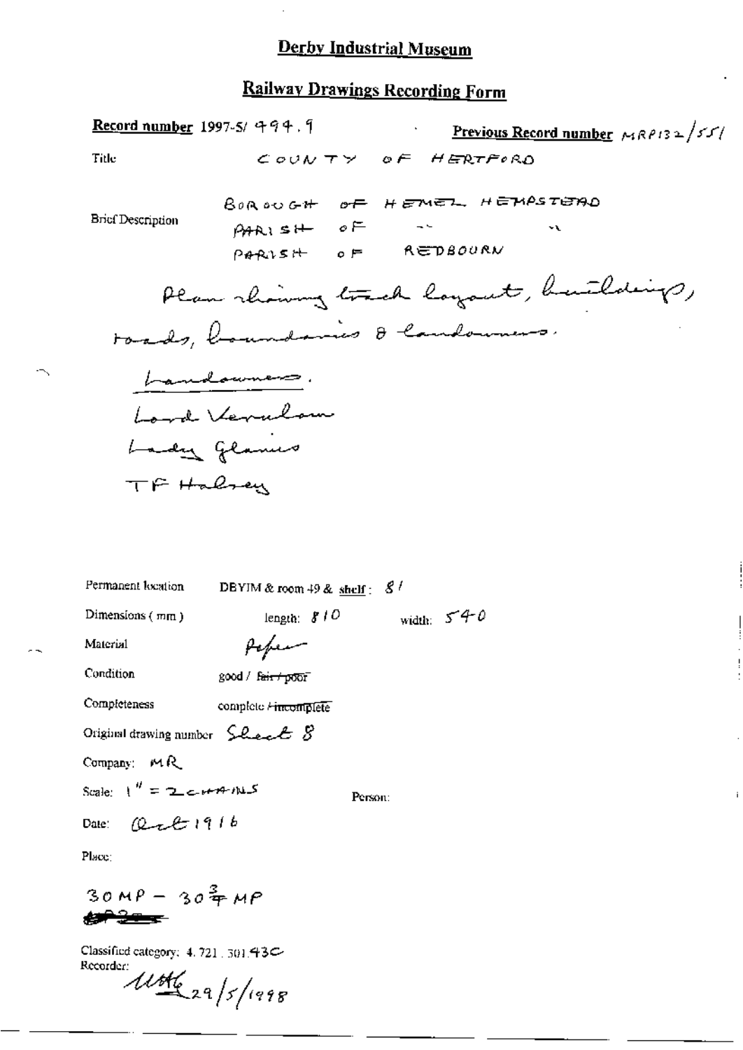# Derby Industrial Museum

## Railway Drawings Recording Form

**Record number** 1997-5/ 494.9 **Previous Record number** MRP132/551

Title COUNTY OF HERTFORD

Brief Description

BOROUGH OF HEMEL HEMPSTEAD
PARISH OF " "
PARISH OF REDBOURN

Plan showing track layout, buildings, roads, boundaries & landowners.

Landowners.
Lord Verulam
Lady Glamis
TF Halsey

Permanent location DBYIM & room 49 & shelf: 81

Dimensions (mm) length: 810 width: 540

Material Paper

Condition good / ~~fair / poor~~

Completeness complete / ~~incomplete~~

Original drawing number Sheet 8

Company: MR

Scale: 1" = 2 CHAINS Person:

Date: Oct 1916

Place:

30 MP – 30¾ MP

Classified category: 4.721.301.43C

Recorder: [initials] 29/5/1998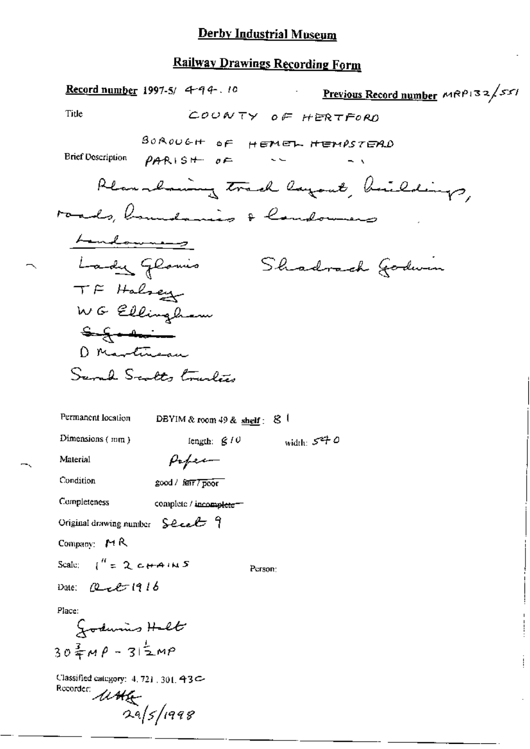# Derby Industrial Museum

## Railway Drawings Recording Form

**Record number** 1997-5/ 494. 10 **Previous Record number** MRP132/551

Title COUNTY OF HERTFORD

BOROUGH OF HEMEL HEMPSTEAD

Brief Description PARISH OF " "

Plan showing track layout, buildings, roads, boundaries & landowners

Landowners

Lady Glamis Shadrach Godwin

TF Halsey

WG Ellingham

~~S Godwin~~

D Martineau

Sarah Scotts trustees

Permanent location DBYIM & room 49 & shelf: 81

Dimensions (mm) length: 810 width: 540

Material Paper

Condition good / ~~fair / poor~~

Completeness complete / ~~incomplete~~

Original drawing number Sheet 9

Company: MR

Scale: 1" = 2 CHAINS Person:

Date: Oct 1916

Place:

Godwins Halt

$30\frac{3}{4}$MP - $31\frac{1}{2}$MP

Classified category: 4. 721. 301. 43C

Recorder: UHG
29/5/1998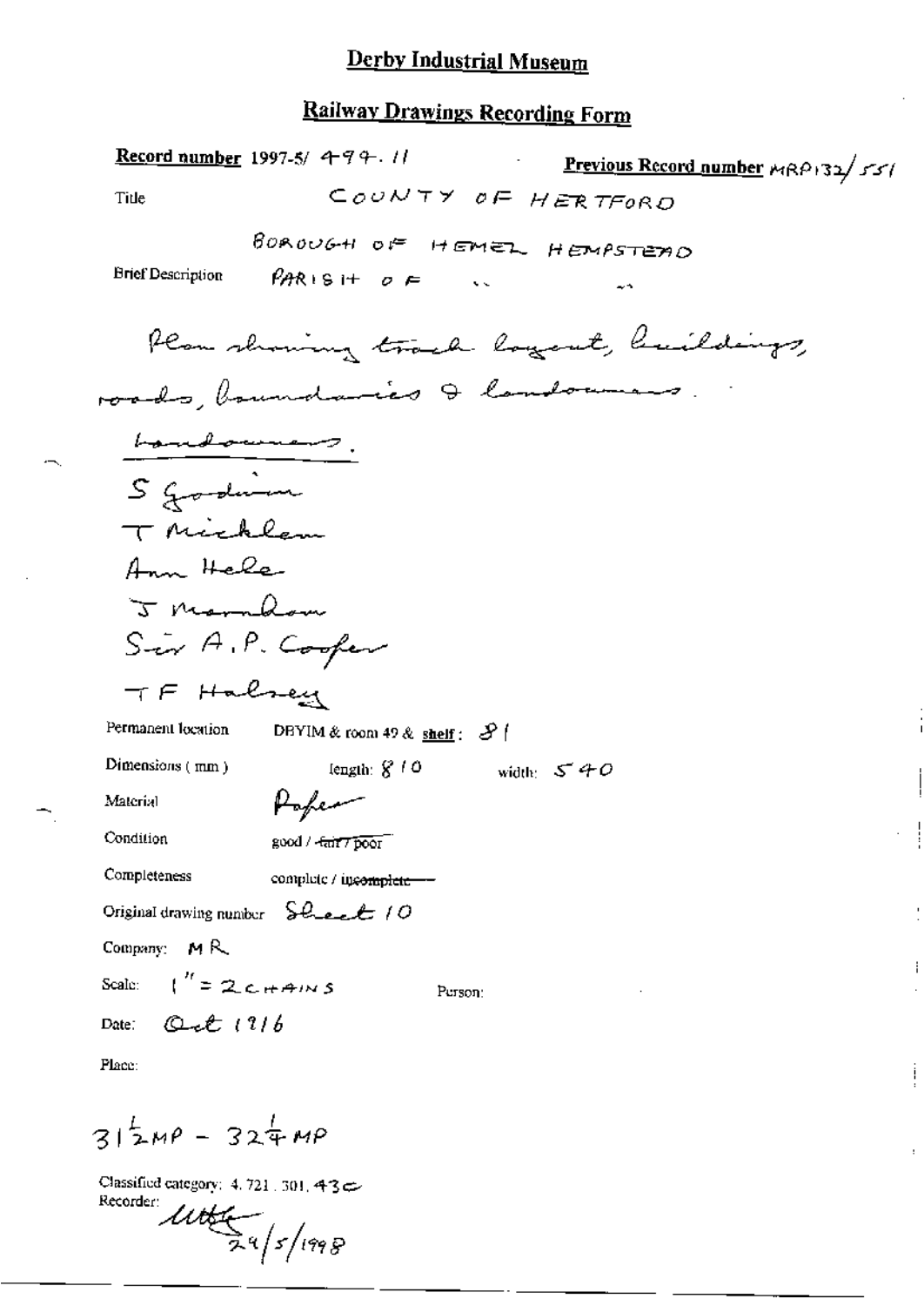# Derby Industrial Museum

## Railway Drawings Recording Form

**Record number** 1997-5/ 499. 11 **Previous Record number** MRP132/551

Title COUNTY OF HERTFORD

BOROUGH OF HEMEL HEMPSTEAD

Brief Description PARISH OF " "

Plan showing track layout, buildings, roads, boundaries & landowners.

Landowners.

S Godwin
T Micklem
Ann Hale
J Marnden
Sir A.P. Cooper
TF Halsey

Permanent location DBYIM & room 49 & **shelf**: 81

Dimensions (mm) length: 810 width: 540

Material Paper

Condition good / ~~fair / poor~~

Completeness complete / ~~incomplete~~

Original drawing number Sheet 10

Company: MR

Scale: 1" = 2 CHAINS Person:

Date: Oct 1916

Place:

$31\frac{1}{2}$MP – $32\frac{1}{4}$MP

Classified category: 4. 721. 301. 43c
Recorder: [signature] 29/5/1998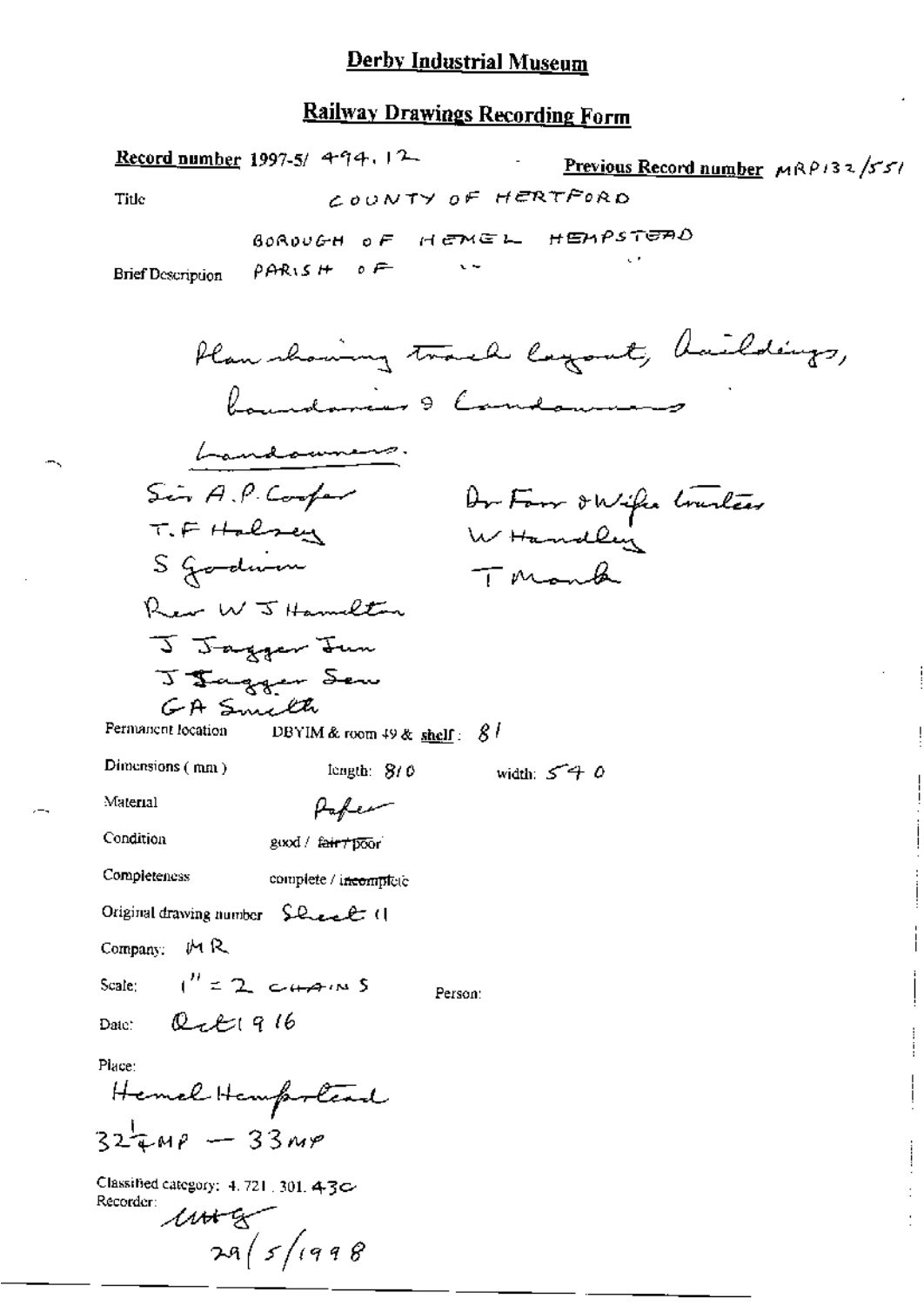# Derby Industrial Museum

## Railway Drawings Recording Form

**Record number** 1997-5/ 494.12 — **Previous Record number** MRP132/551

Title: COUNTY OF HERTFORD

BOROUGH OF HEMEL HEMPSTEAD

Brief Description: PARISH OF " "

Plan showing track layout, buildings, boundaries & landowners

Landowners.

Sir A.P. Cooper — Dr Fox & Wife trustees

T.F Halsey — W Handley

S Godwin — T Monk

Rev W J Hamilton

J Jagger Jun

J Jagger Sen

GA Smith

Permanent location: DBYIM & room 49 & **shelf**: 81

Dimensions (mm): length: 810 width: 540

Material: Paper

Condition: good / ~~fair / poor~~

Completeness: complete / ~~incomplete~~

Original drawing number: Sheet 11

Company: MR

Scale: 1" = 2 CHAINS

Person:

Date: Oct 1916

Place:

Hemel Hempstead

$32\frac{1}{4}$MP — 33MP

Classified category: 4.721.301.43C

Recorder: MHG

29/5/1998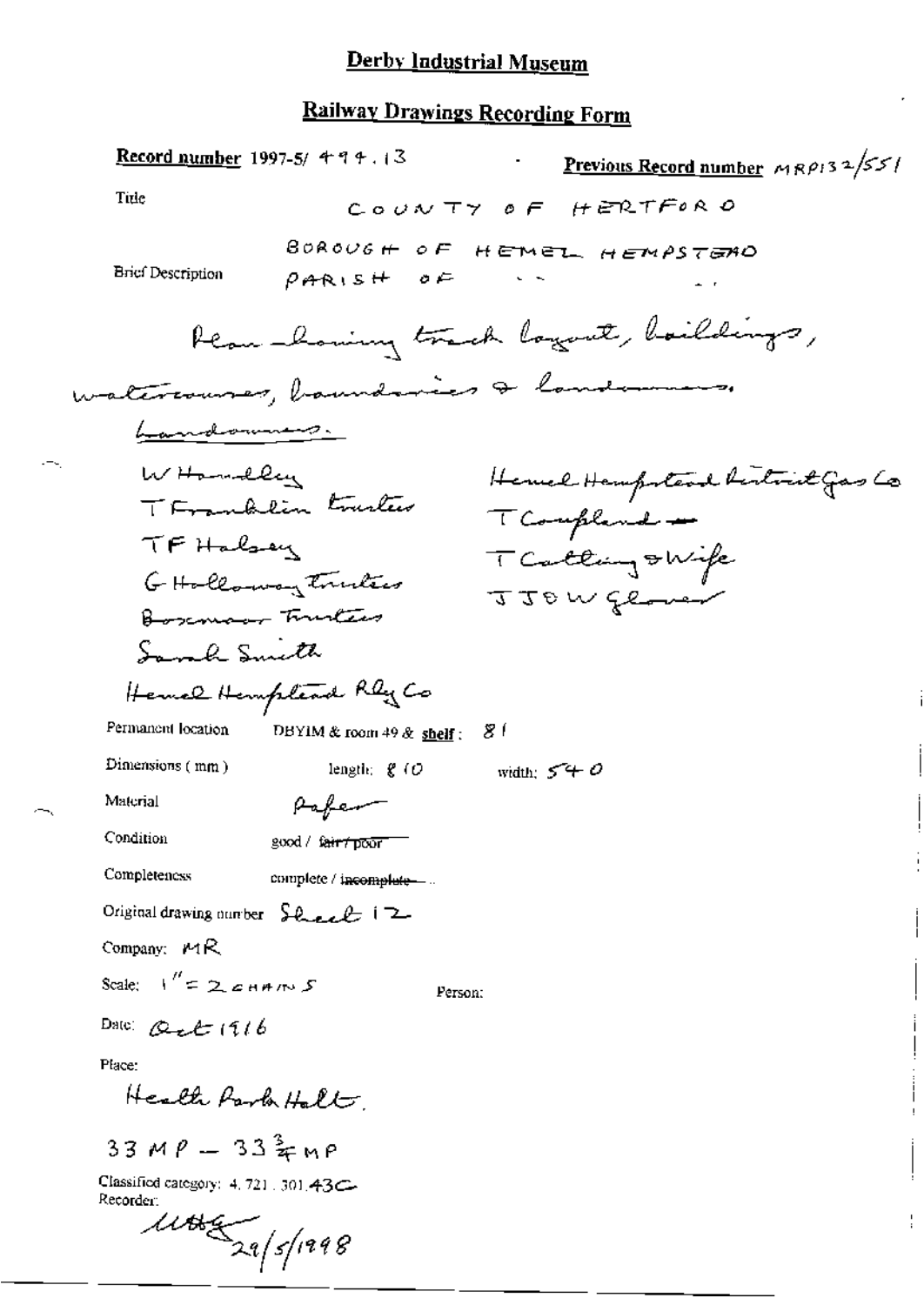# Derby Industrial Museum

## Railway Drawings Recording Form

**Record number** 1997-5/ 494.13 **Previous Record number** MRP132/551

Title COUNTY OF HERTFORD

BOROUGH OF HEMEL HEMPSTEAD

Brief Description PARISH OF " "

Plan showing track layout, buildings, watercourses, boundaries & landowners.

Landowners.

W Handley
T Franklin trustees
TF Halsey
G Holloway trustees
Boxmoor Trustees
Sarah Smith
Hemel Hempstead Rly Co

Hemel Hempstead District Gas Co
T Coupland
T Catling & Wife
J J & W Glover

Permanent location DBYIM & room 49 & **shelf**: 81

Dimensions (mm) length: 810 width: 540

Material Paper

Condition good / ~~fair / poor~~

Completeness complete / ~~incomplete~~

Original drawing number Sheet 12

Company: MR

Scale: 1" = 2 CHAINS Person:

Date: Oct 1916

Place:

Heath Park Halt.

33 MP — 33¾ MP

Classified category: 4.721.301.43C

Recorder:

MHG 29/5/1998